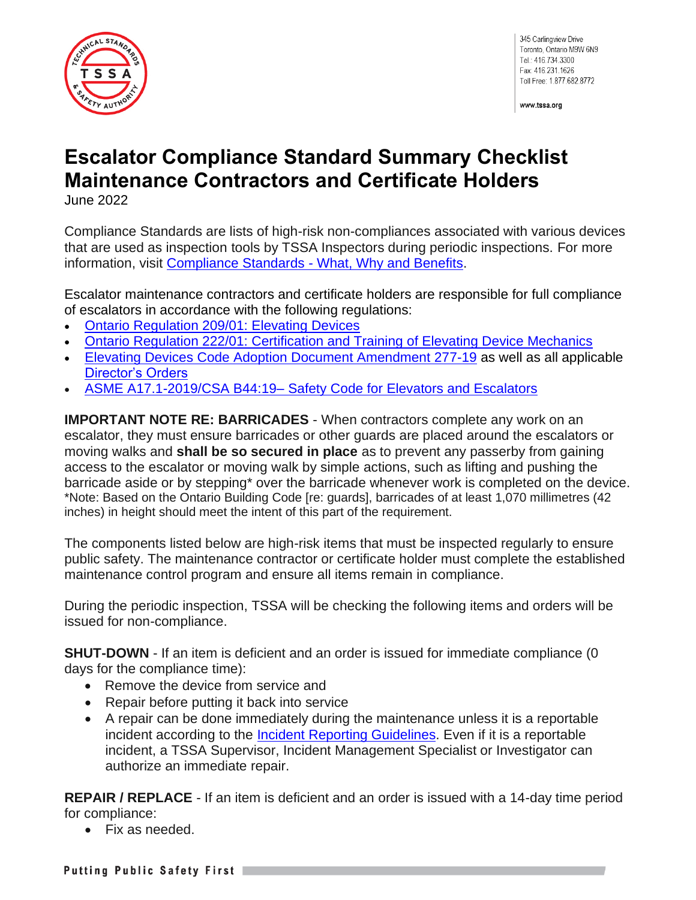345 Carlingview Drive
Toronto, Ontario M9W 6N9
Tel.: 416.734.3300
Fax: 416.231.1626
Toll Free: 1.877.682.8772

www.tssa.org

# Escalator Compliance Standard Summary Checklist Maintenance Contractors and Certificate Holders

June 2022

Compliance Standards are lists of high-risk non-compliances associated with various devices that are used as inspection tools by TSSA Inspectors during periodic inspections. For more information, visit [Compliance Standards - What, Why and Benefits](#).

Escalator maintenance contractors and certificate holders are responsible for full compliance of escalators in accordance with the following regulations:

- [Ontario Regulation 209/01: Elevating Devices](#)
- [Ontario Regulation 222/01: Certification and Training of Elevating Device Mechanics](#)
- [Elevating Devices Code Adoption Document Amendment 277-19](#) as well as all applicable [Director's Orders](#)
- [ASME A17.1-2019/CSA B44:19– Safety Code for Elevators and Escalators](#)

**IMPORTANT NOTE RE: BARRICADES** - When contractors complete any work on an escalator, they must ensure barricades or other guards are placed around the escalators or moving walks and **shall be so secured in place** as to prevent any passerby from gaining access to the escalator or moving walk by simple actions, such as lifting and pushing the barricade aside or by stepping* over the barricade whenever work is completed on the device.
*Note: Based on the Ontario Building Code [re: guards], barricades of at least 1,070 millimetres (42 inches) in height should meet the intent of this part of the requirement.

The components listed below are high-risk items that must be inspected regularly to ensure public safety. The maintenance contractor or certificate holder must complete the established maintenance control program and ensure all items remain in compliance.

During the periodic inspection, TSSA will be checking the following items and orders will be issued for non-compliance.

**SHUT-DOWN** - If an item is deficient and an order is issued for immediate compliance (0 days for the compliance time):

- Remove the device from service and
- Repair before putting it back into service
- A repair can be done immediately during the maintenance unless it is a reportable incident according to the [Incident Reporting Guidelines](#). Even if it is a reportable incident, a TSSA Supervisor, Incident Management Specialist or Investigator can authorize an immediate repair.

**REPAIR / REPLACE** - If an item is deficient and an order is issued with a 14-day time period for compliance:

- Fix as needed.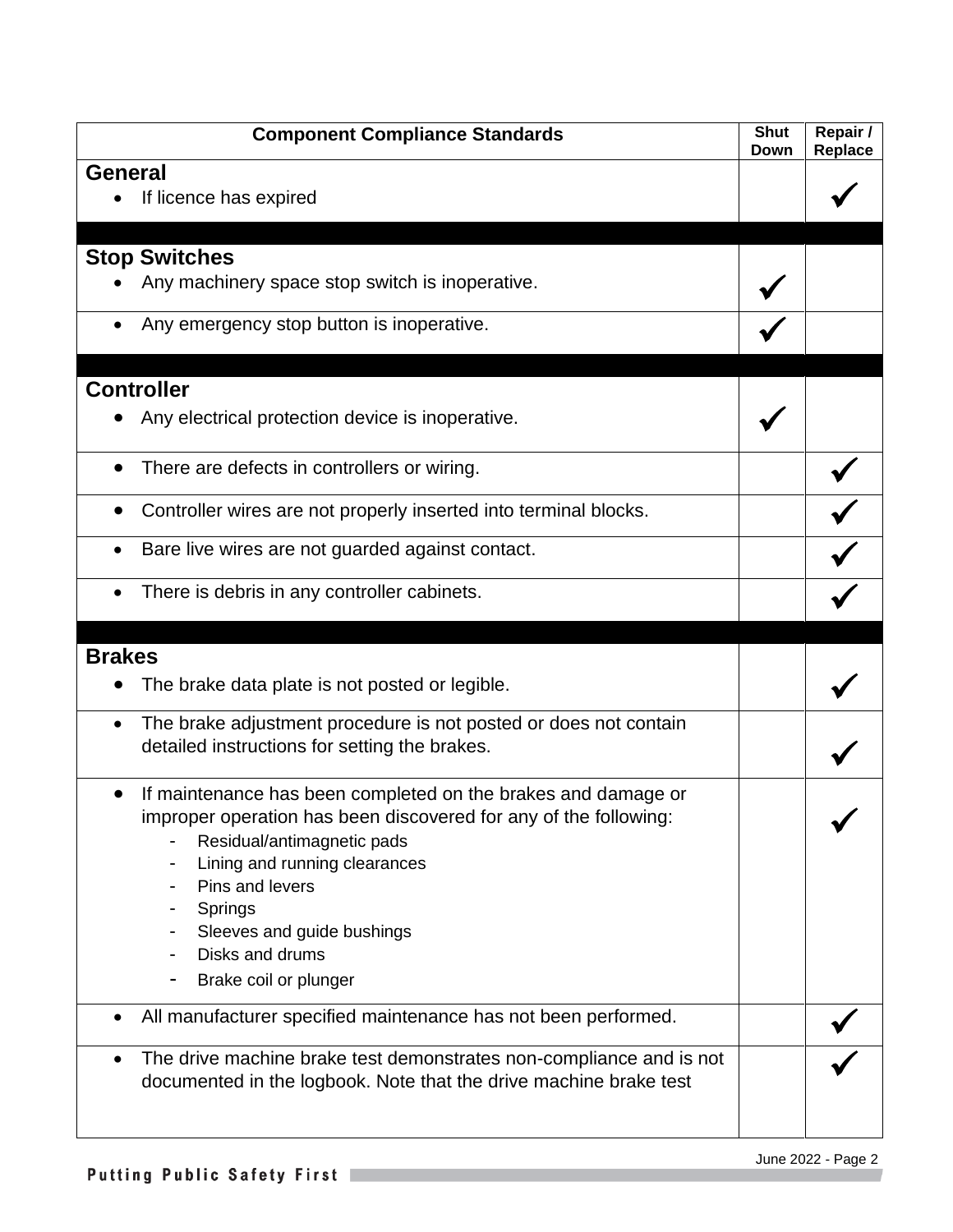| Component Compliance Standards | Shut Down | Repair / Replace |
|---|---|---|
| **General** | | |
| • If licence has expired | | ✓ |
| | | |
| **Stop Switches** | | |
| • Any machinery space stop switch is inoperative. | ✓ | |
| • Any emergency stop button is inoperative. | ✓ | |
| | | |
| **Controller** | | |
| • Any electrical protection device is inoperative. | ✓ | |
| • There are defects in controllers or wiring. | | ✓ |
| • Controller wires are not properly inserted into terminal blocks. | | ✓ |
| • Bare live wires are not guarded against contact. | | ✓ |
| • There is debris in any controller cabinets. | | ✓ |
| | | |
| **Brakes** | | |
| • The brake data plate is not posted or legible. | | ✓ |
| • The brake adjustment procedure is not posted or does not contain detailed instructions for setting the brakes. | | ✓ |
| • If maintenance has been completed on the brakes and damage or improper operation has been discovered for any of the following:<br>- Residual/antimagnetic pads<br>- Lining and running clearances<br>- Pins and levers<br>- Springs<br>- Sleeves and guide bushings<br>- Disks and drums<br>- Brake coil or plunger | | ✓ |
| • All manufacturer specified maintenance has not been performed. | | ✓ |
| • The drive machine brake test demonstrates non-compliance and is not documented in the logbook. Note that the drive machine brake test | | ✓ |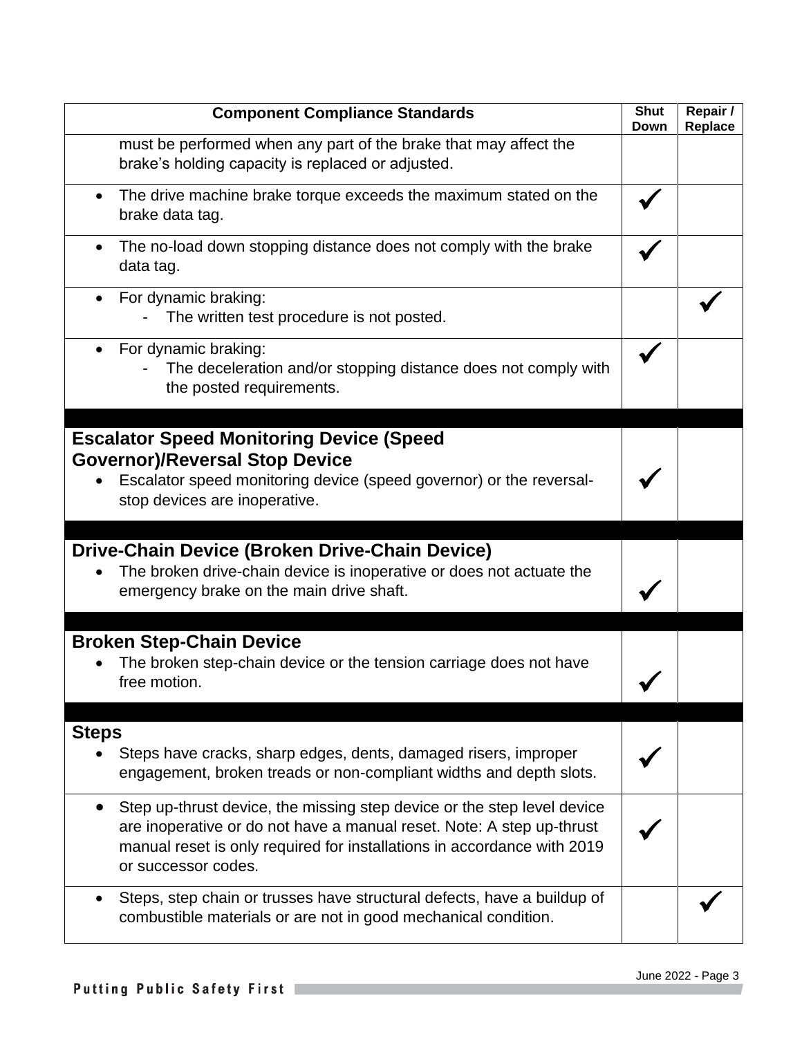| Component Compliance Standards | Shut Down | Repair / Replace |
|---|---|---|
| must be performed when any part of the brake that may affect the brake's holding capacity is replaced or adjusted. | | |
| • The drive machine brake torque exceeds the maximum stated on the brake data tag. | ✓ | |
| • The no-load down stopping distance does not comply with the brake data tag. | ✓ | |
| • For dynamic braking:<br>- The written test procedure is not posted. | | ✓ |
| • For dynamic braking:<br>- The deceleration and/or stopping distance does not comply with the posted requirements. | ✓ | |
| **Escalator Speed Monitoring Device (Speed Governor)/Reversal Stop Device**<br>• Escalator speed monitoring device (speed governor) or the reversal-stop devices are inoperative. | ✓ | |
| **Drive-Chain Device (Broken Drive-Chain Device)**<br>• The broken drive-chain device is inoperative or does not actuate the emergency brake on the main drive shaft. | ✓ | |
| **Broken Step-Chain Device**<br>• The broken step-chain device or the tension carriage does not have free motion. | ✓ | |
| **Steps**<br>• Steps have cracks, sharp edges, dents, damaged risers, improper engagement, broken treads or non-compliant widths and depth slots. | ✓ | |
| • Step up-thrust device, the missing step device or the step level device are inoperative or do not have a manual reset. Note: A step up-thrust manual reset is only required for installations in accordance with 2019 or successor codes. | ✓ | |
| • Steps, step chain or trusses have structural defects, have a buildup of combustible materials or are not in good mechanical condition. | | ✓ |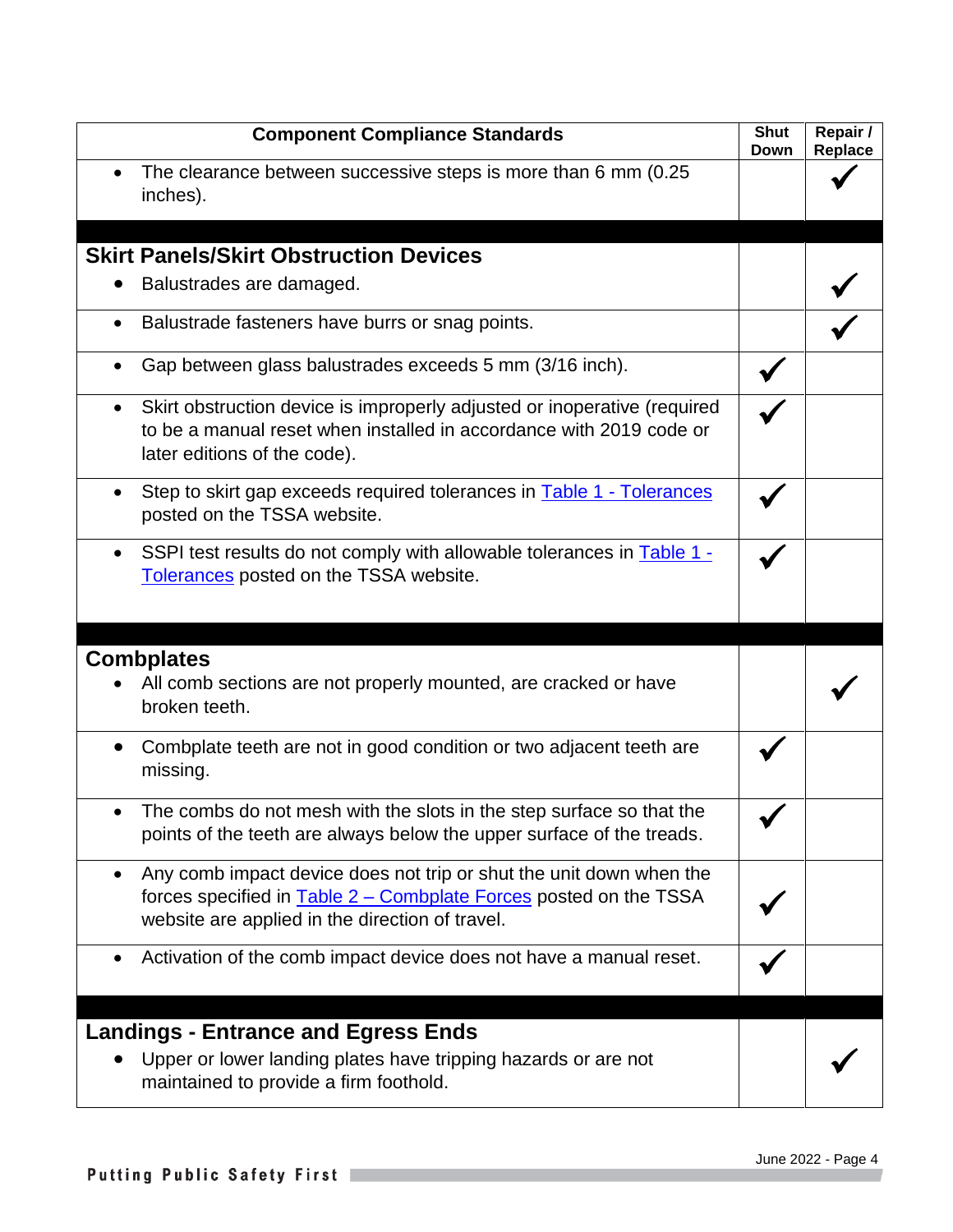| Component Compliance Standards | Shut Down | Repair / Replace |
|---|---|---|
| • The clearance between successive steps is more than 6 mm (0.25 inches). | | ✓ |
| | | |
| **Skirt Panels/Skirt Obstruction Devices**<br>• Balustrades are damaged. | | ✓ |
| • Balustrade fasteners have burrs or snag points. | | ✓ |
| • Gap between glass balustrades exceeds 5 mm (3/16 inch). | ✓ | |
| • Skirt obstruction device is improperly adjusted or inoperative (required to be a manual reset when installed in accordance with 2019 code or later editions of the code). | ✓ | |
| • Step to skirt gap exceeds required tolerances in Table 1 - Tolerances posted on the TSSA website. | ✓ | |
| • SSPI test results do not comply with allowable tolerances in Table 1 - Tolerances posted on the TSSA website. | ✓ | |
| | | |
| **Combplates**<br>• All comb sections are not properly mounted, are cracked or have broken teeth. | | ✓ |
| • Combplate teeth are not in good condition or two adjacent teeth are missing. | ✓ | |
| • The combs do not mesh with the slots in the step surface so that the points of the teeth are always below the upper surface of the treads. | ✓ | |
| • Any comb impact device does not trip or shut the unit down when the forces specified in Table 2 – Combplate Forces posted on the TSSA website are applied in the direction of travel. | ✓ | |
| • Activation of the comb impact device does not have a manual reset. | ✓ | |
| | | |
| **Landings - Entrance and Egress Ends**<br>• Upper or lower landing plates have tripping hazards or are not maintained to provide a firm foothold. | | ✓ |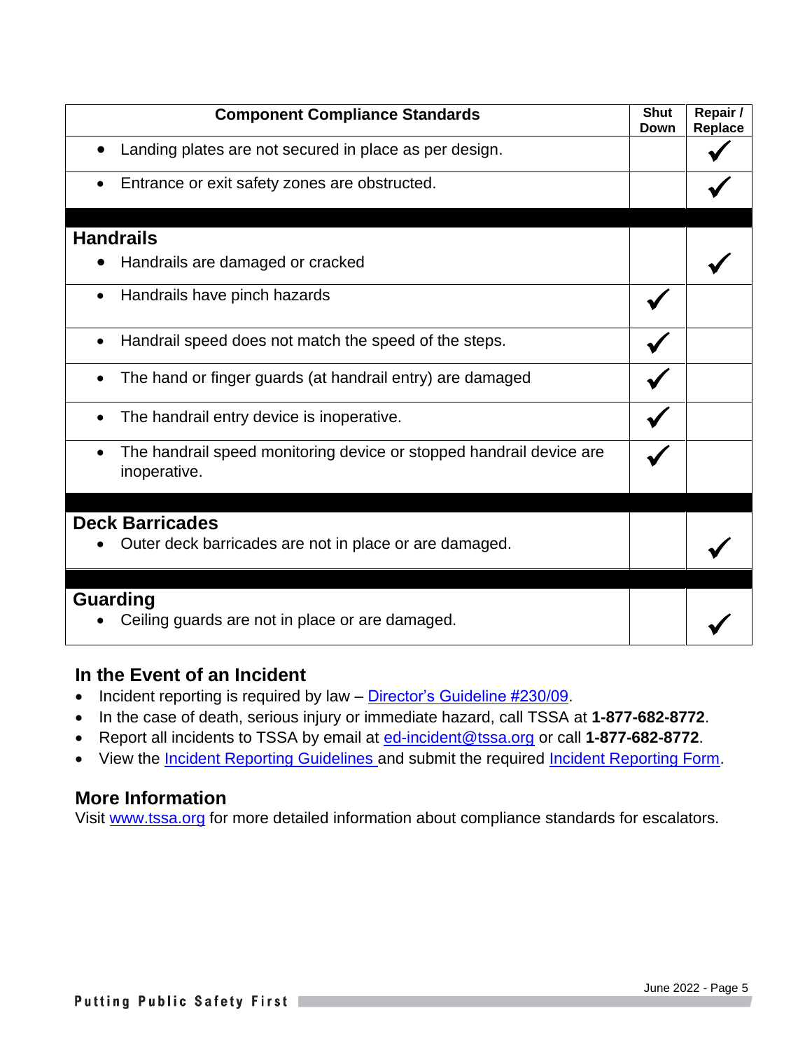| Component Compliance Standards | Shut Down | Repair / Replace |
|---|---|---|
| • Landing plates are not secured in place as per design. | | ✓ |
| • Entrance or exit safety zones are obstructed. | | ✓ |
| | | |
| **Handrails** <br> • Handrails are damaged or cracked | | ✓ |
| • Handrails have pinch hazards | ✓ | |
| • Handrail speed does not match the speed of the steps. | ✓ | |
| • The hand or finger guards (at handrail entry) are damaged | ✓ | |
| • The handrail entry device is inoperative. | ✓ | |
| • The handrail speed monitoring device or stopped handrail device are inoperative. | ✓ | |
| | | |
| **Deck Barricades** <br> • Outer deck barricades are not in place or are damaged. | | ✓ |
| | | |
| **Guarding** <br> • Ceiling guards are not in place or are damaged. | | ✓ |

## In the Event of an Incident

- Incident reporting is required by law – Director's Guideline #230/09.
- In the case of death, serious injury or immediate hazard, call TSSA at **1-877-682-8772**.
- Report all incidents to TSSA by email at ed-incident@tssa.org or call **1-877-682-8772**.
- View the Incident Reporting Guidelines and submit the required Incident Reporting Form.

## More Information

Visit www.tssa.org for more detailed information about compliance standards for escalators.